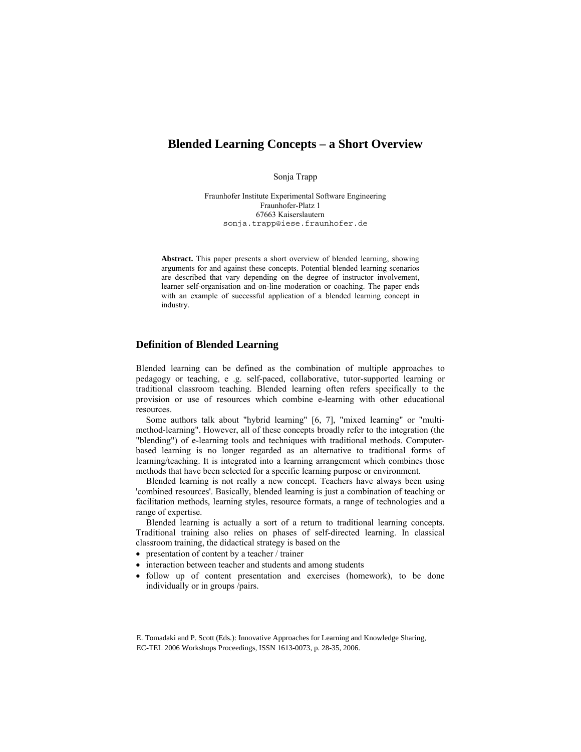# Blended Learning Concepts – a Short Overview

Sonja Trapp

Fraunhofer Institute Experimental Software Engineering
Fraunhofer-Platz 1
67663 Kaiserslautern
sonja.trapp@iese.fraunhofer.de

**Abstract.** This paper presents a short overview of blended learning, showing arguments for and against these concepts. Potential blended learning scenarios are described that vary depending on the degree of instructor involvement, learner self-organisation and on-line moderation or coaching. The paper ends with an example of successful application of a blended learning concept in industry.

## Definition of Blended Learning

Blended learning can be defined as the combination of multiple approaches to pedagogy or teaching, e .g. self-paced, collaborative, tutor-supported learning or traditional classroom teaching. Blended learning often refers specifically to the provision or use of resources which combine e-learning with other educational resources.

Some authors talk about "hybrid learning" [6, 7], "mixed learning" or "multi-method-learning". However, all of these concepts broadly refer to the integration (the "blending") of e-learning tools and techniques with traditional methods. Computer-based learning is no longer regarded as an alternative to traditional forms of learning/teaching. It is integrated into a learning arrangement which combines those methods that have been selected for a specific learning purpose or environment.

Blended learning is not really a new concept. Teachers have always been using 'combined resources'. Basically, blended learning is just a combination of teaching or facilitation methods, learning styles, resource formats, a range of technologies and a range of expertise.

Blended learning is actually a sort of a return to traditional learning concepts. Traditional training also relies on phases of self-directed learning. In classical classroom training, the didactical strategy is based on the

- presentation of content by a teacher / trainer
- interaction between teacher and students and among students
- follow up of content presentation and exercises (homework), to be done individually or in groups /pairs.

E. Tomadaki and P. Scott (Eds.): Innovative Approaches for Learning and Knowledge Sharing, EC-TEL 2006 Workshops Proceedings, ISSN 1613-0073, p. 28-35, 2006.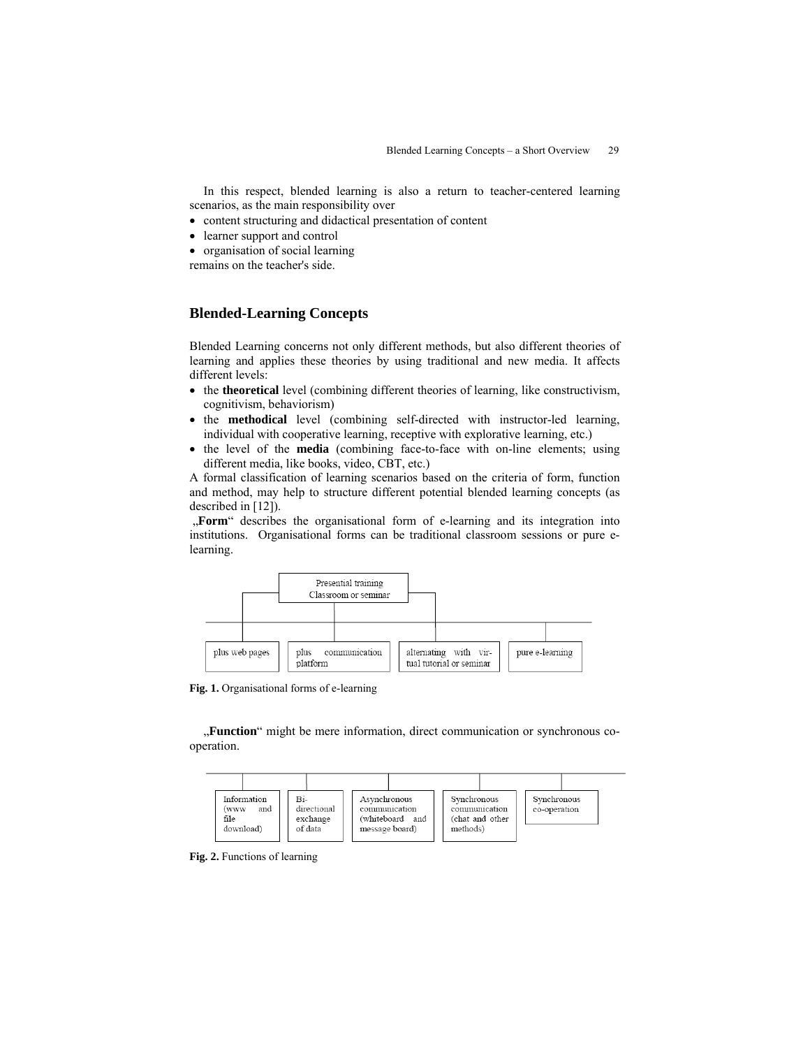In this respect, blended learning is also a return to teacher-centered learning scenarios, as the main responsibility over

- content structuring and didactical presentation of content
- learner support and control
- organisation of social learning

remains on the teacher's side.

## Blended-Learning Concepts

Blended Learning concerns not only different methods, but also different theories of learning and applies these theories by using traditional and new media. It affects different levels:

- the **theoretical** level (combining different theories of learning, like constructivism, cognitivism, behaviorism)
- the **methodical** level (combining self-directed with instructor-led learning, individual with cooperative learning, receptive with explorative learning, etc.)
- the level of the **media** (combining face-to-face with on-line elements; using different media, like books, video, CBT, etc.)

A formal classification of learning scenarios based on the criteria of form, function and method, may help to structure different potential blended learning concepts (as described in [12]).

„**Form**" describes the organisational form of e-learning and its integration into institutions. Organisational forms can be traditional classroom sessions or pure e-learning.

Presential training
Classroom or seminar

plus web pages | plus communication platform | alternating with virtual tutorial or seminar | pure e-learning

**Fig. 1.** Organisational forms of e-learning

„**Function**" might be mere information, direct communication or synchronous co-operation.

Information (www and file download) | Bi-directional exchange of data | Asynchronous communication (whiteboard and message board) | Synchronous communication (chat and other methods) | Synchronous co-operation

**Fig. 2.** Functions of learning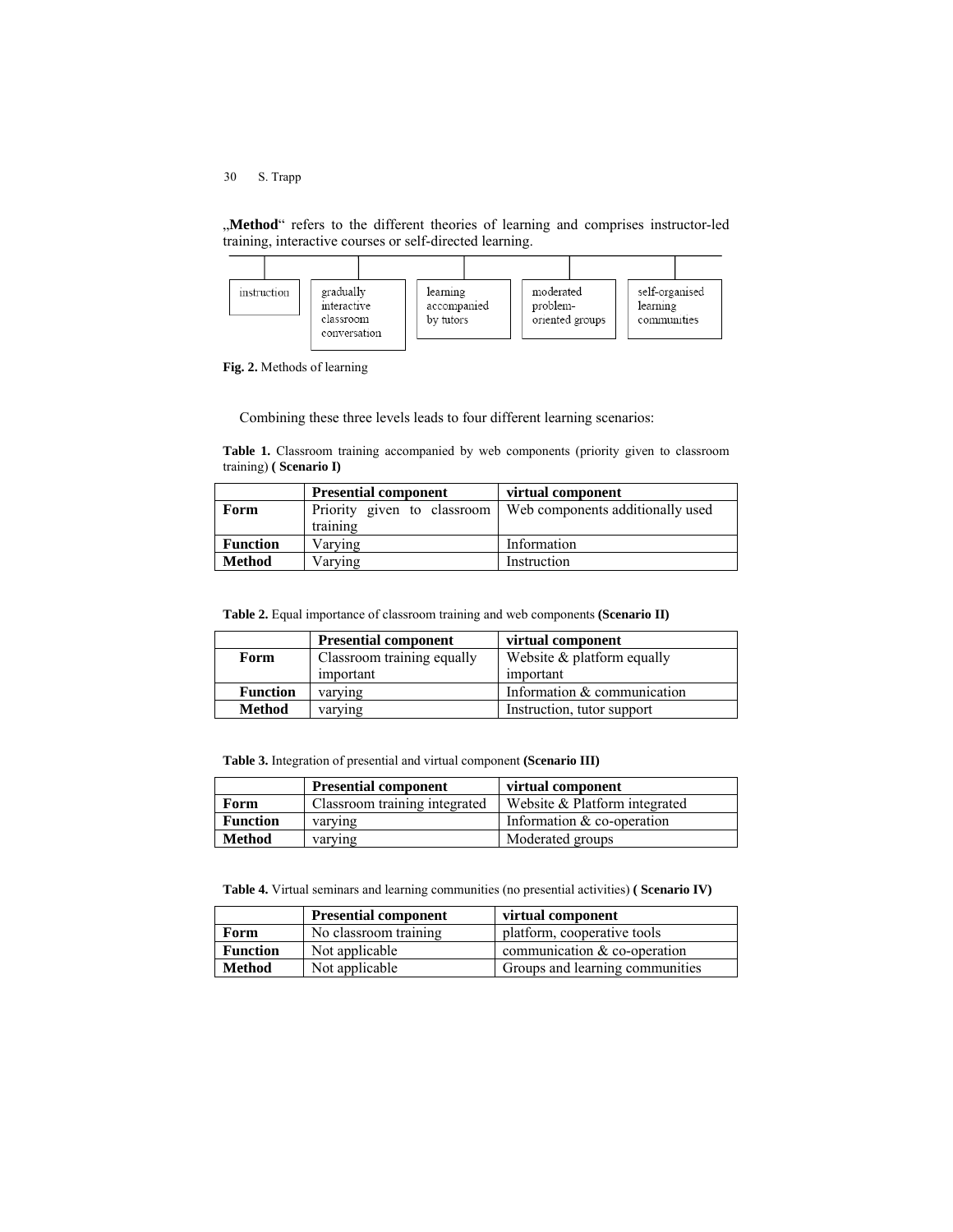„**Method**" refers to the different theories of learning and comprises instructor-led training, interactive courses or self-directed learning.

instruction | gradually interactive classroom conversation | learning accompanied by tutors | moderated problem-oriented groups | self-organised learning communities

**Fig. 2.** Methods of learning

Combining these three levels leads to four different learning scenarios:

**Table 1.** Classroom training accompanied by web components (priority given to classroom training) **( Scenario I)**

| | **Presential component** | **virtual component** |
|---|---|---|
| **Form** | Priority given to classroom training | Web components additionally used |
| **Function** | Varying | Information |
| **Method** | Varying | Instruction |

**Table 2.** Equal importance of classroom training and web components **(Scenario II)**

| | **Presential component** | **virtual component** |
|---|---|---|
| **Form** | Classroom training equally important | Website & platform equally important |
| **Function** | varying | Information & communication |
| **Method** | varying | Instruction, tutor support |

**Table 3.** Integration of presential and virtual component **(Scenario III)**

| | **Presential component** | **virtual component** |
|---|---|---|
| **Form** | Classroom training integrated | Website & Platform integrated |
| **Function** | varying | Information & co-operation |
| **Method** | varying | Moderated groups |

**Table 4.** Virtual seminars and learning communities (no presential activities) **( Scenario IV)**

| | **Presential component** | **virtual component** |
|---|---|---|
| **Form** | No classroom training | platform, cooperative tools |
| **Function** | Not applicable | communication & co-operation |
| **Method** | Not applicable | Groups and learning communities |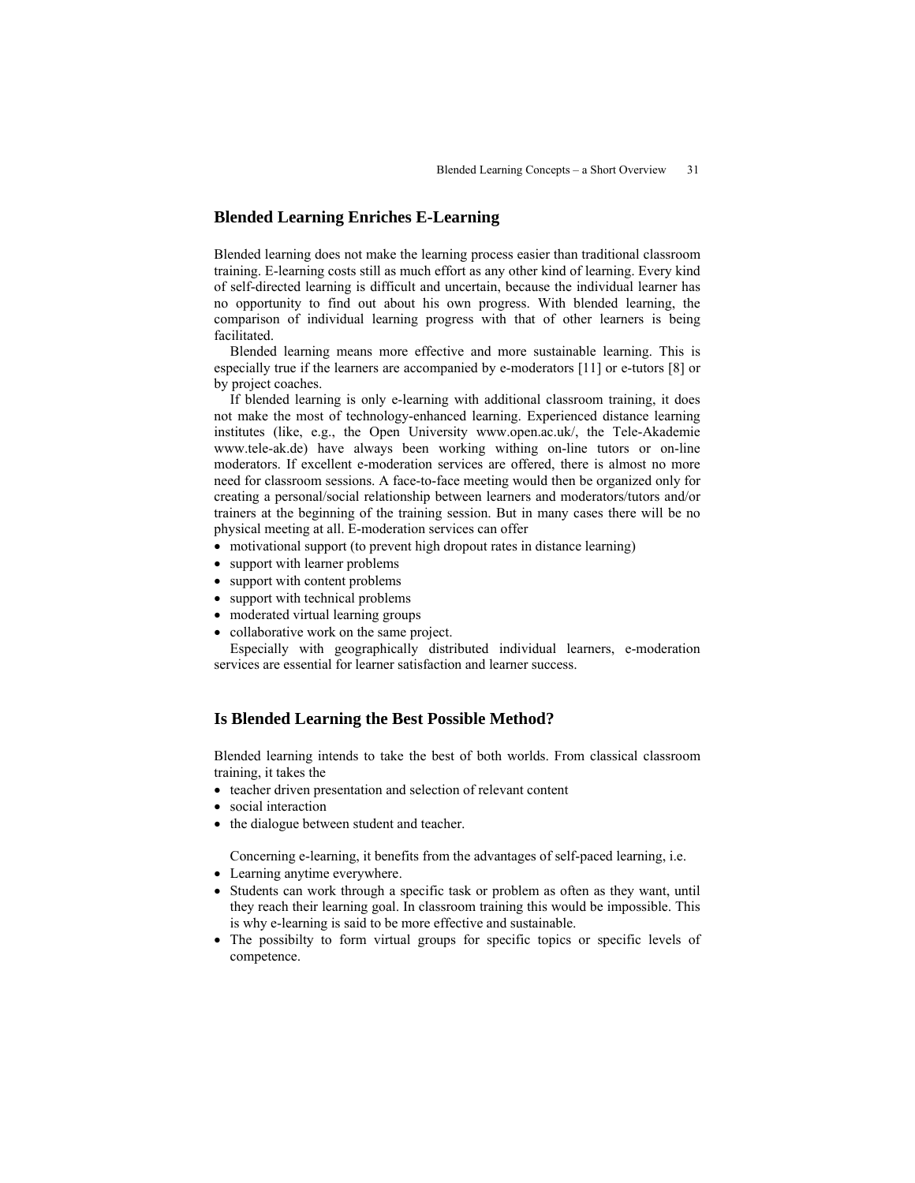## Blended Learning Enriches E-Learning

Blended learning does not make the learning process easier than traditional classroom training. E-learning costs still as much effort as any other kind of learning. Every kind of self-directed learning is difficult and uncertain, because the individual learner has no opportunity to find out about his own progress. With blended learning, the comparison of individual learning progress with that of other learners is being facilitated.

Blended learning means more effective and more sustainable learning. This is especially true if the learners are accompanied by e-moderators [11] or e-tutors [8] or by project coaches.

If blended learning is only e-learning with additional classroom training, it does not make the most of technology-enhanced learning. Experienced distance learning institutes (like, e.g., the Open University www.open.ac.uk/, the Tele-Akademie www.tele-ak.de) have always been working withing on-line tutors or on-line moderators. If excellent e-moderation services are offered, there is almost no more need for classroom sessions. A face-to-face meeting would then be organized only for creating a personal/social relationship between learners and moderators/tutors and/or trainers at the beginning of the training session. But in many cases there will be no physical meeting at all. E-moderation services can offer

- motivational support (to prevent high dropout rates in distance learning)
- support with learner problems
- support with content problems
- support with technical problems
- moderated virtual learning groups
- collaborative work on the same project.

Especially with geographically distributed individual learners, e-moderation services are essential for learner satisfaction and learner success.

## Is Blended Learning the Best Possible Method?

Blended learning intends to take the best of both worlds. From classical classroom training, it takes the

- teacher driven presentation and selection of relevant content
- social interaction
- the dialogue between student and teacher.

Concerning e-learning, it benefits from the advantages of self-paced learning, i.e.

- Learning anytime everywhere.
- Students can work through a specific task or problem as often as they want, until they reach their learning goal. In classroom training this would be impossible. This is why e-learning is said to be more effective and sustainable.
- The possibilty to form virtual groups for specific topics or specific levels of competence.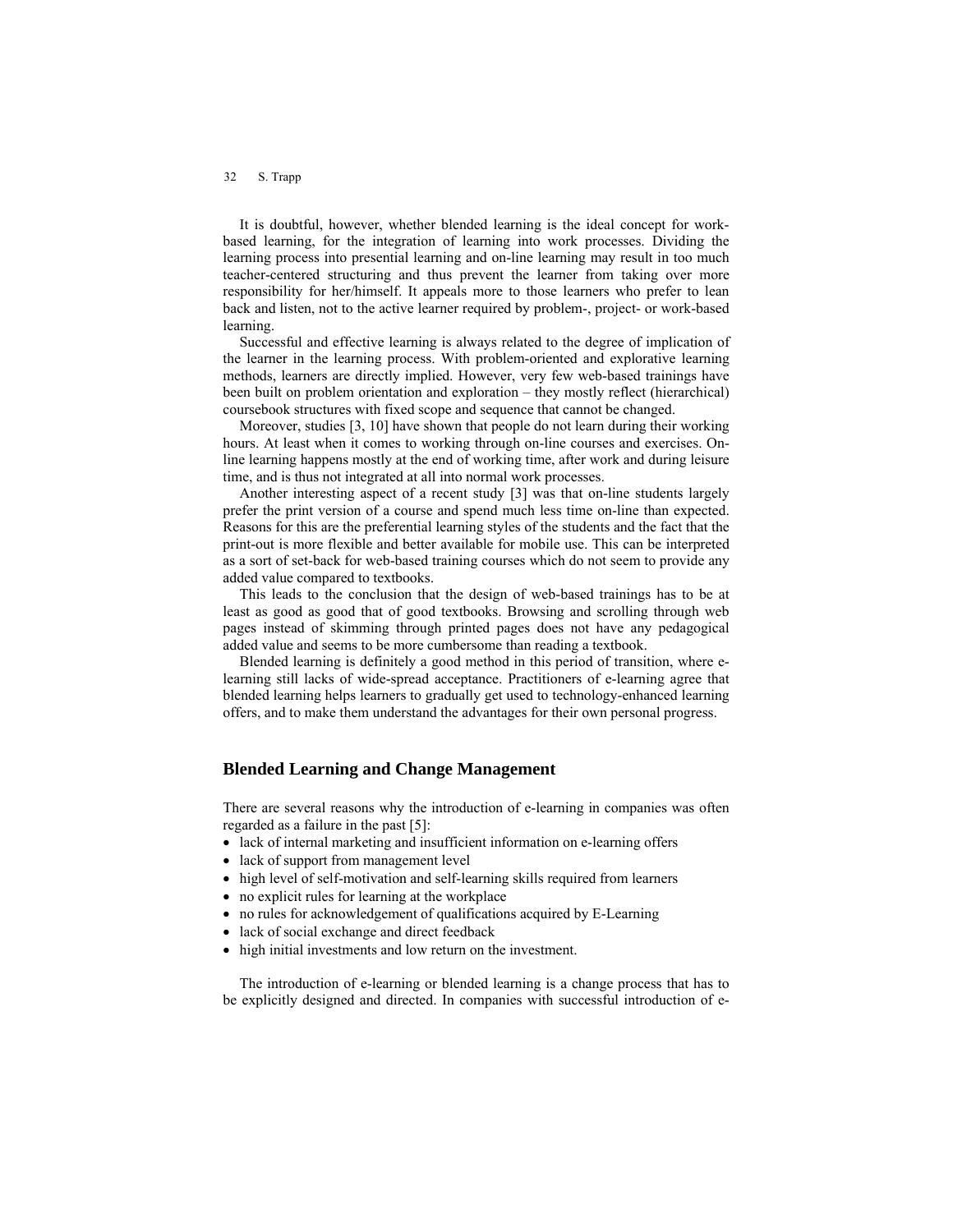It is doubtful, however, whether blended learning is the ideal concept for work-based learning, for the integration of learning into work processes. Dividing the learning process into presential learning and on-line learning may result in too much teacher-centered structuring and thus prevent the learner from taking over more responsibility for her/himself. It appeals more to those learners who prefer to lean back and listen, not to the active learner required by problem-, project- or work-based learning.

Successful and effective learning is always related to the degree of implication of the learner in the learning process. With problem-oriented and explorative learning methods, learners are directly implied. However, very few web-based trainings have been built on problem orientation and exploration – they mostly reflect (hierarchical) coursebook structures with fixed scope and sequence that cannot be changed.

Moreover, studies [3, 10] have shown that people do not learn during their working hours. At least when it comes to working through on-line courses and exercises. On-line learning happens mostly at the end of working time, after work and during leisure time, and is thus not integrated at all into normal work processes.

Another interesting aspect of a recent study [3] was that on-line students largely prefer the print version of a course and spend much less time on-line than expected. Reasons for this are the preferential learning styles of the students and the fact that the print-out is more flexible and better available for mobile use. This can be interpreted as a sort of set-back for web-based training courses which do not seem to provide any added value compared to textbooks.

This leads to the conclusion that the design of web-based trainings has to be at least as good as good that of good textbooks. Browsing and scrolling through web pages instead of skimming through printed pages does not have any pedagogical added value and seems to be more cumbersome than reading a textbook.

Blended learning is definitely a good method in this period of transition, where e-learning still lacks of wide-spread acceptance. Practitioners of e-learning agree that blended learning helps learners to gradually get used to technology-enhanced learning offers, and to make them understand the advantages for their own personal progress.

## Blended Learning and Change Management

There are several reasons why the introduction of e-learning in companies was often regarded as a failure in the past [5]:

- lack of internal marketing and insufficient information on e-learning offers
- lack of support from management level
- high level of self-motivation and self-learning skills required from learners
- no explicit rules for learning at the workplace
- no rules for acknowledgement of qualifications acquired by E-Learning
- lack of social exchange and direct feedback
- high initial investments and low return on the investment.

The introduction of e-learning or blended learning is a change process that has to be explicitly designed and directed. In companies with successful introduction of e-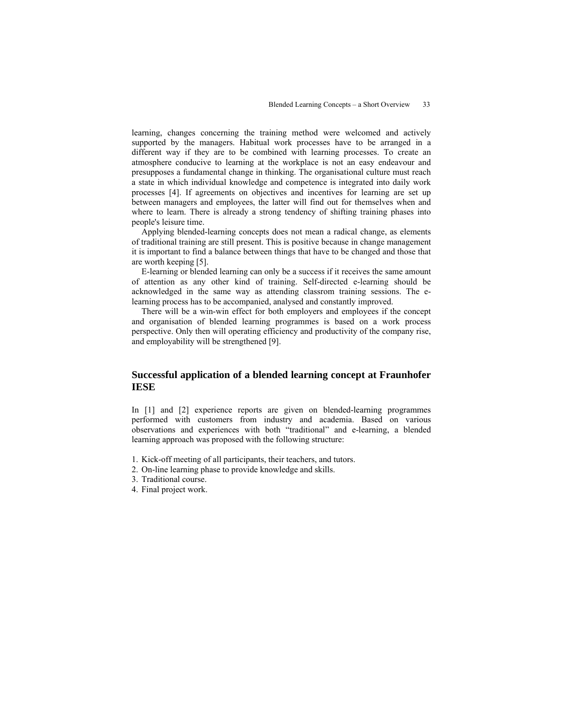learning, changes concerning the training method were welcomed and actively supported by the managers. Habitual work processes have to be arranged in a different way if they are to be combined with learning processes. To create an atmosphere conducive to learning at the workplace is not an easy endeavour and presupposes a fundamental change in thinking. The organisational culture must reach a state in which individual knowledge and competence is integrated into daily work processes [4]. If agreements on objectives and incentives for learning are set up between managers and employees, the latter will find out for themselves when and where to learn. There is already a strong tendency of shifting training phases into people's leisure time.

Applying blended-learning concepts does not mean a radical change, as elements of traditional training are still present. This is positive because in change management it is important to find a balance between things that have to be changed and those that are worth keeping [5].

E-learning or blended learning can only be a success if it receives the same amount of attention as any other kind of training. Self-directed e-learning should be acknowledged in the same way as attending classrom training sessions. The e-learning process has to be accompanied, analysed and constantly improved.

There will be a win-win effect for both employers and employees if the concept and organisation of blended learning programmes is based on a work process perspective. Only then will operating efficiency and productivity of the company rise, and employability will be strengthened [9].

## Successful application of a blended learning concept at Fraunhofer IESE

In [1] and [2] experience reports are given on blended-learning programmes performed with customers from industry and academia. Based on various observations and experiences with both "traditional" and e-learning, a blended learning approach was proposed with the following structure:

1. Kick-off meeting of all participants, their teachers, and tutors.
2. On-line learning phase to provide knowledge and skills.
3. Traditional course.
4. Final project work.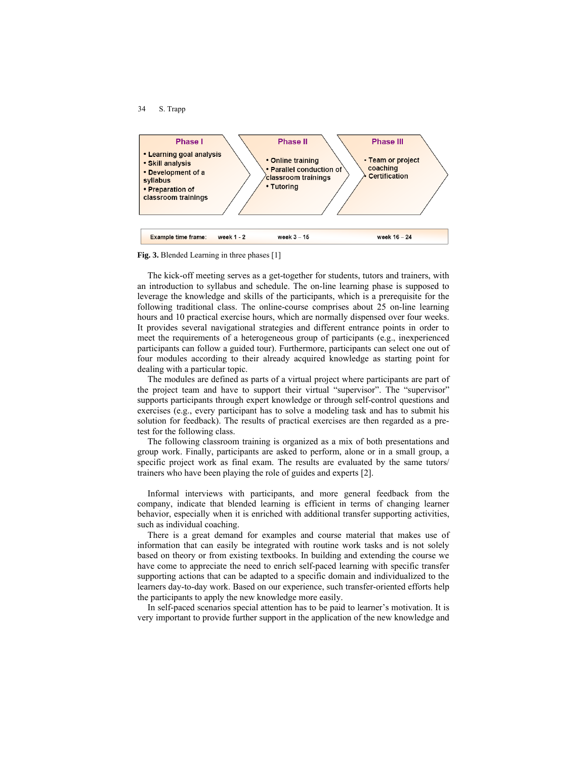| Phase I | Phase II | Phase III |
|---|---|---|
| • Learning goal analysis<br>• Skill analysis<br>• Development of a syllabus<br>• Preparation of classroom trainings | • Online training<br>• Parallel conduction of classroom trainings<br>• Tutoring | • Team or project coaching<br>• Certification |
| Example time frame: week 1 - 2 | week 3 – 15 | week 16 – 24 |

**Fig. 3.** Blended Learning in three phases [1]

The kick-off meeting serves as a get-together for students, tutors and trainers, with an introduction to syllabus and schedule. The on-line learning phase is supposed to leverage the knowledge and skills of the participants, which is a prerequisite for the following traditional class. The online-course comprises about 25 on-line learning hours and 10 practical exercise hours, which are normally dispensed over four weeks. It provides several navigational strategies and different entrance points in order to meet the requirements of a heterogeneous group of participants (e.g., inexperienced participants can follow a guided tour). Furthermore, participants can select one out of four modules according to their already acquired knowledge as starting point for dealing with a particular topic.

The modules are defined as parts of a virtual project where participants are part of the project team and have to support their virtual "supervisor". The "supervisor" supports participants through expert knowledge or through self-control questions and exercises (e.g., every participant has to solve a modeling task and has to submit his solution for feedback). The results of practical exercises are then regarded as a pre-test for the following class.

The following classroom training is organized as a mix of both presentations and group work. Finally, participants are asked to perform, alone or in a small group, a specific project work as final exam. The results are evaluated by the same tutors/ trainers who have been playing the role of guides and experts [2].

Informal interviews with participants, and more general feedback from the company, indicate that blended learning is efficient in terms of changing learner behavior, especially when it is enriched with additional transfer supporting activities, such as individual coaching.

There is a great demand for examples and course material that makes use of information that can easily be integrated with routine work tasks and is not solely based on theory or from existing textbooks. In building and extending the course we have come to appreciate the need to enrich self-paced learning with specific transfer supporting actions that can be adapted to a specific domain and individualized to the learners day-to-day work. Based on our experience, such transfer-oriented efforts help the participants to apply the new knowledge more easily.

In self-paced scenarios special attention has to be paid to learner's motivation. It is very important to provide further support in the application of the new knowledge and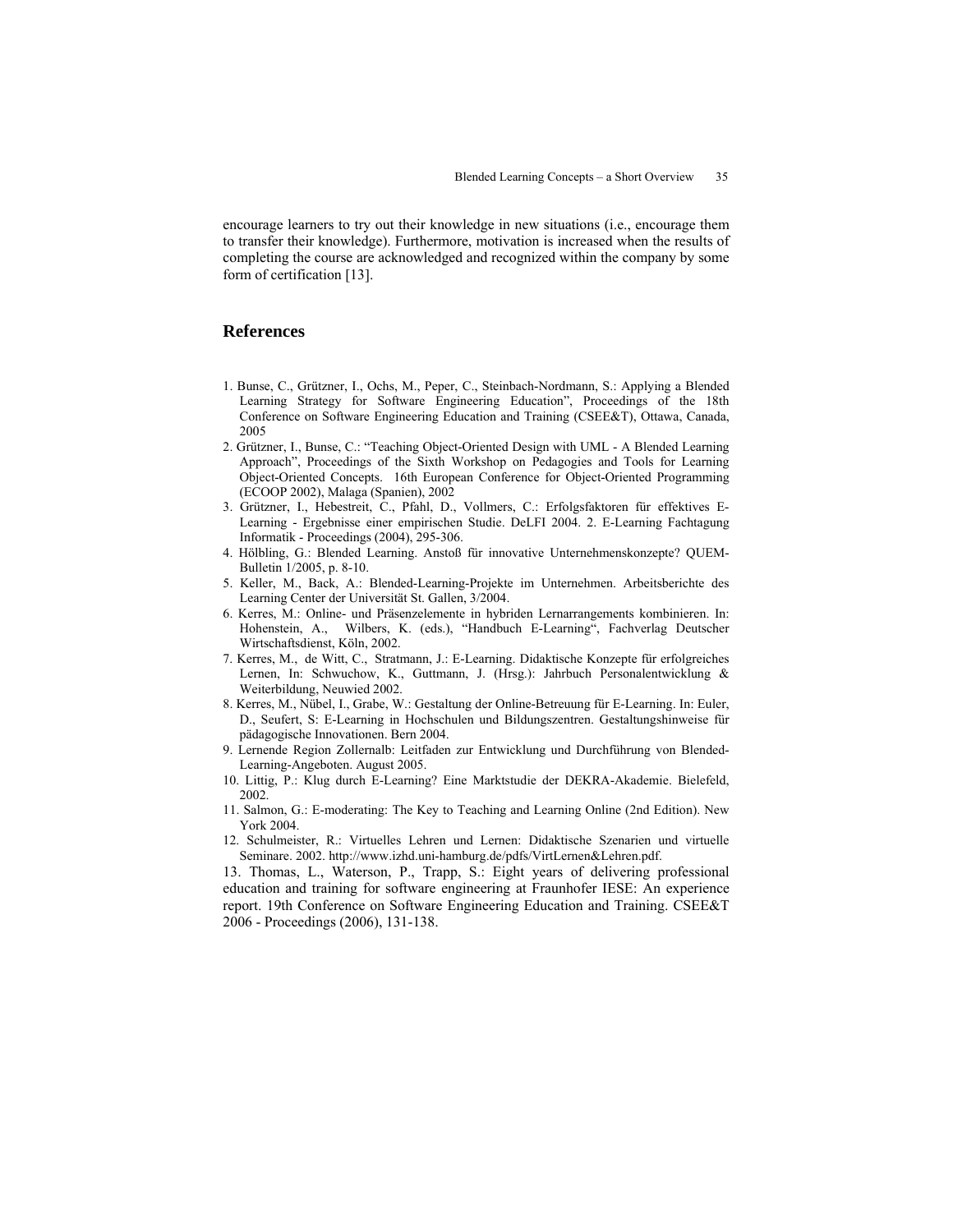encourage learners to try out their knowledge in new situations (i.e., encourage them to transfer their knowledge). Furthermore, motivation is increased when the results of completing the course are acknowledged and recognized within the company by some form of certification [13].

## References

1. Bunse, C., Grützner, I., Ochs, M., Peper, C., Steinbach-Nordmann, S.: Applying a Blended Learning Strategy for Software Engineering Education", Proceedings of the 18th Conference on Software Engineering Education and Training (CSEE&T), Ottawa, Canada, 2005
2. Grützner, I., Bunse, C.: "Teaching Object-Oriented Design with UML - A Blended Learning Approach", Proceedings of the Sixth Workshop on Pedagogies and Tools for Learning Object-Oriented Concepts. 16th European Conference for Object-Oriented Programming (ECOOP 2002), Malaga (Spanien), 2002
3. Grützner, I., Hebestreit, C., Pfahl, D., Vollmers, C.: Erfolgsfaktoren für effektives E-Learning - Ergebnisse einer empirischen Studie. DeLFI 2004. 2. E-Learning Fachtagung Informatik - Proceedings (2004), 295-306.
4. Hölbling, G.: Blended Learning. Anstoß für innovative Unternehmenskonzepte? QUEM-Bulletin 1/2005, p. 8-10.
5. Keller, M., Back, A.: Blended-Learning-Projekte im Unternehmen. Arbeitsberichte des Learning Center der Universität St. Gallen, 3/2004.
6. Kerres, M.: Online- und Präsenzelemente in hybriden Lernarrangements kombinieren. In: Hohenstein, A., Wilbers, K. (eds.), "Handbuch E-Learning", Fachverlag Deutscher Wirtschaftsdienst, Köln, 2002.
7. Kerres, M., de Witt, C., Stratmann, J.: E-Learning. Didaktische Konzepte für erfolgreiches Lernen, In: Schwuchow, K., Guttmann, J. (Hrsg.): Jahrbuch Personalentwicklung & Weiterbildung, Neuwied 2002.
8. Kerres, M., Nübel, I., Grabe, W.: Gestaltung der Online-Betreuung für E-Learning. In: Euler, D., Seufert, S: E-Learning in Hochschulen und Bildungszentren. Gestaltungshinweise für pädagogische Innovationen. Bern 2004.
9. Lernende Region Zollernalb: Leitfaden zur Entwicklung und Durchführung von Blended-Learning-Angeboten. August 2005.
10. Littig, P.: Klug durch E-Learning? Eine Marktstudie der DEKRA-Akademie. Bielefeld, 2002.
11. Salmon, G.: E-moderating: The Key to Teaching and Learning Online (2nd Edition). New York 2004.
12. Schulmeister, R.: Virtuelles Lehren und Lernen: Didaktische Szenarien und virtuelle Seminare. 2002. http://www.izhd.uni-hamburg.de/pdfs/VirtLernen&Lehren.pdf.
13. Thomas, L., Waterson, P., Trapp, S.: Eight years of delivering professional education and training for software engineering at Fraunhofer IESE: An experience report. 19th Conference on Software Engineering Education and Training. CSEE&T 2006 - Proceedings (2006), 131-138.